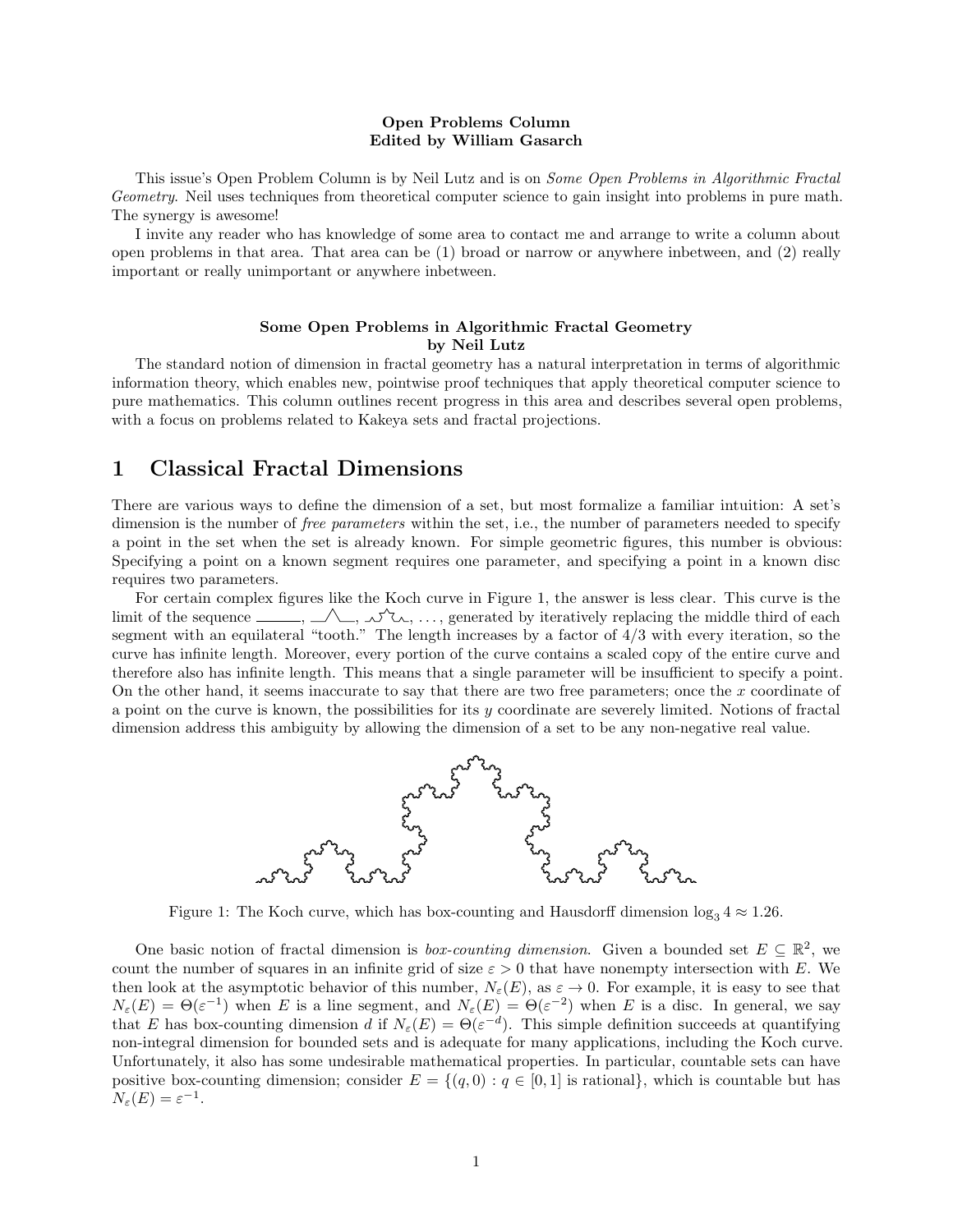**Open Problems Column**
**Edited by William Gasarch**

This issue's Open Problem Column is by Neil Lutz and is on *Some Open Problems in Algorithmic Fractal Geometry*. Neil uses techniques from theoretical computer science to gain insight into problems in pure math. The synergy is awesome!

I invite any reader who has knowledge of some area to contact me and arrange to write a column about open problems in that area. That area can be (1) broad or narrow or anywhere inbetween, and (2) really important or really unimportant or anywhere inbetween.

**Some Open Problems in Algorithmic Fractal Geometry**
**by Neil Lutz**

The standard notion of dimension in fractal geometry has a natural interpretation in terms of algorithmic information theory, which enables new, pointwise proof techniques that apply theoretical computer science to pure mathematics. This column outlines recent progress in this area and describes several open problems, with a focus on problems related to Kakeya sets and fractal projections.

# 1 Classical Fractal Dimensions

There are various ways to define the dimension of a set, but most formalize a familiar intuition: A set's dimension is the number of *free parameters* within the set, i.e., the number of parameters needed to specify a point in the set when the set is already known. For simple geometric figures, this number is obvious: Specifying a point on a known segment requires one parameter, and specifying a point in a known disc requires two parameters.

For certain complex figures like the Koch curve in Figure 1, the answer is less clear. This curve is the limit of the sequence, ..., generated by iteratively replacing the middle third of each segment with an equilateral "tooth." The length increases by a factor of $4/3$ with every iteration, so the curve has infinite length. Moreover, every portion of the curve contains a scaled copy of the entire curve and therefore also has infinite length. This means that a single parameter will be insufficient to specify a point. On the other hand, it seems inaccurate to say that there are two free parameters; once the $x$ coordinate of a point on the curve is known, the possibilities for its $y$ coordinate are severely limited. Notions of fractal dimension address this ambiguity by allowing the dimension of a set to be any non-negative real value.

Figure 1: The Koch curve, which has box-counting and Hausdorff dimension $\log_3 4 \approx 1.26$.

One basic notion of fractal dimension is *box-counting dimension*. Given a bounded set $E \subseteq \mathbb{R}^2$, we count the number of squares in an infinite grid of size $\varepsilon > 0$ that have nonempty intersection with $E$. We then look at the asymptotic behavior of this number, $N_\varepsilon(E)$, as $\varepsilon \to 0$. For example, it is easy to see that $N_\varepsilon(E) = \Theta(\varepsilon^{-1})$ when $E$ is a line segment, and $N_\varepsilon(E) = \Theta(\varepsilon^{-2})$ when $E$ is a disc. In general, we say that $E$ has box-counting dimension $d$ if $N_\varepsilon(E) = \Theta(\varepsilon^{-d})$. This simple definition succeeds at quantifying non-integral dimension for bounded sets and is adequate for many applications, including the Koch curve. Unfortunately, it also has some undesirable mathematical properties. In particular, countable sets can have positive box-counting dimension; consider $E = \{(q, 0) : q \in [0, 1] \text{ is rational}\}$, which is countable but has $N_\varepsilon(E) = \varepsilon^{-1}$.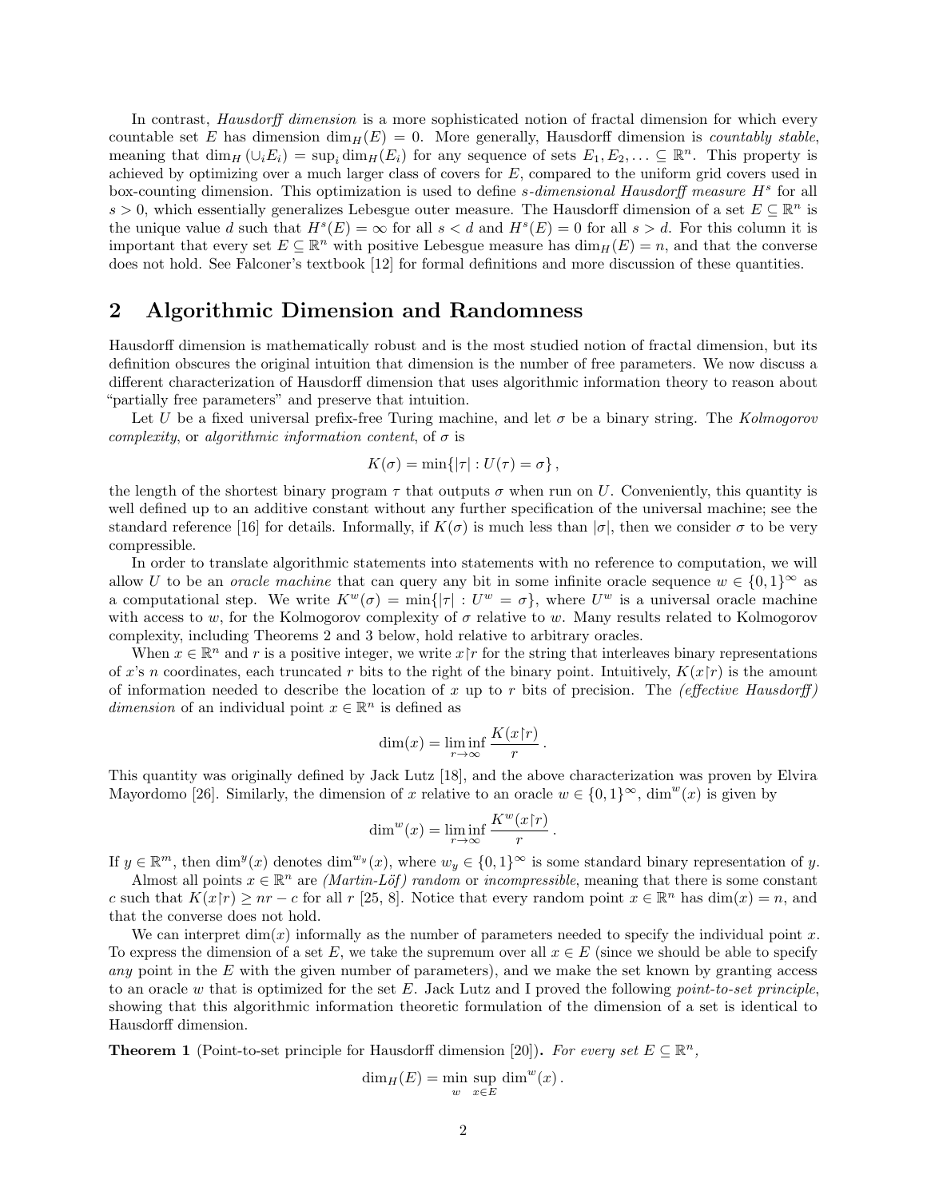In contrast, *Hausdorff dimension* is a more sophisticated notion of fractal dimension for which every countable set $E$ has dimension $\dim_H(E) = 0$. More generally, Hausdorff dimension is *countably stable*, meaning that $\dim_H(\cup_i E_i) = \sup_i \dim_H(E_i)$ for any sequence of sets $E_1, E_2, \ldots \subseteq \mathbb{R}^n$. This property is achieved by optimizing over a much larger class of covers for $E$, compared to the uniform grid covers used in box-counting dimension. This optimization is used to define *s-dimensional Hausdorff measure* $H^s$ for all $s > 0$, which essentially generalizes Lebesgue outer measure. The Hausdorff dimension of a set $E \subseteq \mathbb{R}^n$ is the unique value $d$ such that $H^s(E) = \infty$ for all $s < d$ and $H^s(E) = 0$ for all $s > d$. For this column it is important that every set $E \subseteq \mathbb{R}^n$ with positive Lebesgue measure has $\dim_H(E) = n$, and that the converse does not hold. See Falconer's textbook [12] for formal definitions and more discussion of these quantities.

## 2 Algorithmic Dimension and Randomness

Hausdorff dimension is mathematically robust and is the most studied notion of fractal dimension, but its definition obscures the original intuition that dimension is the number of free parameters. We now discuss a different characterization of Hausdorff dimension that uses algorithmic information theory to reason about "partially free parameters" and preserve that intuition.

Let $U$ be a fixed universal prefix-free Turing machine, and let $\sigma$ be a binary string. The *Kolmogorov complexity*, or *algorithmic information content*, of $\sigma$ is

$$K(\sigma) = \min\{|\tau| : U(\tau) = \sigma\},$$

the length of the shortest binary program $\tau$ that outputs $\sigma$ when run on $U$. Conveniently, this quantity is well defined up to an additive constant without any further specification of the universal machine; see the standard reference [16] for details. Informally, if $K(\sigma)$ is much less than $|\sigma|$, then we consider $\sigma$ to be very compressible.

In order to translate algorithmic statements into statements with no reference to computation, we will allow $U$ to be an *oracle machine* that can query any bit in some infinite oracle sequence $w \in \{0,1\}^\infty$ as a computational step. We write $K^w(\sigma) = \min\{|\tau| : U^w = \sigma\}$, where $U^w$ is a universal oracle machine with access to $w$, for the Kolmogorov complexity of $\sigma$ relative to $w$. Many results related to Kolmogorov complexity, including Theorems 2 and 3 below, hold relative to arbitrary oracles.

When $x \in \mathbb{R}^n$ and $r$ is a positive integer, we write $x{\upharpoonright}r$ for the string that interleaves binary representations of $x$'s $n$ coordinates, each truncated $r$ bits to the right of the binary point. Intuitively, $K(x{\upharpoonright}r)$ is the amount of information needed to describe the location of $x$ up to $r$ bits of precision. The *(effective Hausdorff) dimension* of an individual point $x \in \mathbb{R}^n$ is defined as

$$\dim(x) = \liminf_{r\to\infty} \frac{K(x{\upharpoonright}r)}{r}.$$

This quantity was originally defined by Jack Lutz [18], and the above characterization was proven by Elvira Mayordomo [26]. Similarly, the dimension of $x$ relative to an oracle $w \in \{0,1\}^\infty$, $\dim^w(x)$ is given by

$$\dim^w(x) = \liminf_{r\to\infty} \frac{K^w(x{\upharpoonright}r)}{r}.$$

If $y \in \mathbb{R}^m$, then $\dim^y(x)$ denotes $\dim^{w_y}(x)$, where $w_y \in \{0,1\}^\infty$ is some standard binary representation of $y$.

Almost all points $x \in \mathbb{R}^n$ are *(Martin-Löf) random* or *incompressible*, meaning that there is some constant $c$ such that $K(x{\upharpoonright}r) \geq nr - c$ for all $r$ [25, 8]. Notice that every random point $x \in \mathbb{R}^n$ has $\dim(x) = n$, and that the converse does not hold.

We can interpret $\dim(x)$ informally as the number of parameters needed to specify the individual point $x$. To express the dimension of a set $E$, we take the supremum over all $x \in E$ (since we should be able to specify *any* point in the $E$ with the given number of parameters), and we make the set known by granting access to an oracle $w$ that is optimized for the set $E$. Jack Lutz and I proved the following *point-to-set principle*, showing that this algorithmic information theoretic formulation of the dimension of a set is identical to Hausdorff dimension.

**Theorem 1** (Point-to-set principle for Hausdorff dimension [20])**.** *For every set $E \subseteq \mathbb{R}^n$,*

$$\dim_H(E) = \min_w \sup_{x\in E} \dim^w(x).$$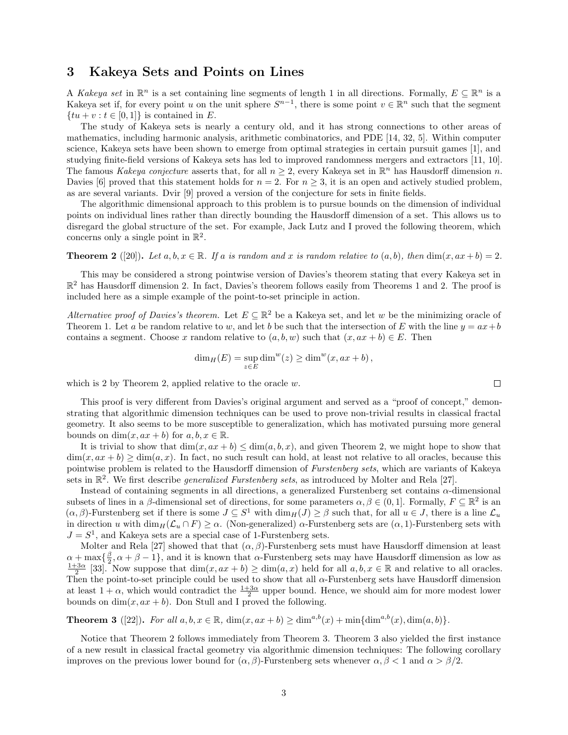## 3 Kakeya Sets and Points on Lines

A *Kakeya set* in $\mathbb{R}^n$ is a set containing line segments of length 1 in all directions. Formally, $E \subseteq \mathbb{R}^n$ is a Kakeya set if, for every point $u$ on the unit sphere $S^{n-1}$, there is some point $v \in \mathbb{R}^n$ such that the segment $\{tu + v : t \in [0, 1]\}$ is contained in $E$.

The study of Kakeya sets is nearly a century old, and it has strong connections to other areas of mathematics, including harmonic analysis, arithmetic combinatorics, and PDE [14, 32, 5]. Within computer science, Kakeya sets have been shown to emerge from optimal strategies in certain pursuit games [1], and studying finite-field versions of Kakeya sets has led to improved randomness mergers and extractors [11, 10]. The famous *Kakeya conjecture* asserts that, for all $n \geq 2$, every Kakeya set in $\mathbb{R}^n$ has Hausdorff dimension $n$. Davies [6] proved that this statement holds for $n = 2$. For $n \geq 3$, it is an open and actively studied problem, as are several variants. Dvir [9] proved a version of the conjecture for sets in finite fields.

The algorithmic dimensional approach to this problem is to pursue bounds on the dimension of individual points on individual lines rather than directly bounding the Hausdorff dimension of a set. This allows us to disregard the global structure of the set. For example, Jack Lutz and I proved the following theorem, which concerns only a single point in $\mathbb{R}^2$.

**Theorem 2** ([20])**.** *Let $a, b, x \in \mathbb{R}$. If $a$ is random and $x$ is random relative to $(a, b)$, then $\dim(x, ax + b) = 2$.*

This may be considered a strong pointwise version of Davies's theorem stating that every Kakeya set in $\mathbb{R}^2$ has Hausdorff dimension 2. In fact, Davies's theorem follows easily from Theorems 1 and 2. The proof is included here as a simple example of the point-to-set principle in action.

*Alternative proof of Davies's theorem.* Let $E \subseteq \mathbb{R}^2$ be a Kakeya set, and let $w$ be the minimizing oracle of Theorem 1. Let $a$ be random relative to $w$, and let $b$ be such that the intersection of $E$ with the line $y = ax+b$ contains a segment. Choose $x$ random relative to $(a, b, w)$ such that $(x, ax + b) \in E$. Then

$$\dim_H(E) = \sup_{z \in E} \dim^w(z) \geq \dim^w(x, ax + b)\,,$$

which is 2 by Theorem 2, applied relative to the oracle $w$. □

This proof is very different from Davies's original argument and served as a "proof of concept," demonstrating that algorithmic dimension techniques can be used to prove non-trivial results in classical fractal geometry. It also seems to be more susceptible to generalization, which has motivated pursuing more general bounds on $\dim(x, ax + b)$ for $a, b, x \in \mathbb{R}$.

It is trivial to show that $\dim(x, ax + b) \leq \dim(a, b, x)$, and given Theorem 2, we might hope to show that $\dim(x, ax + b) \geq \dim(a, x)$. In fact, no such result can hold, at least not relative to all oracles, because this pointwise problem is related to the Hausdorff dimension of *Furstenberg sets*, which are variants of Kakeya sets in $\mathbb{R}^2$. We first describe *generalized Furstenberg sets*, as introduced by Molter and Rela [27].

Instead of containing segments in all directions, a generalized Furstenberg set contains $\alpha$-dimensional subsets of lines in a $\beta$-dimensional set of directions, for some parameters $\alpha, \beta \in (0, 1]$. Formally, $F \subseteq \mathbb{R}^2$ is an $(\alpha, \beta)$-Furstenberg set if there is some $J \subseteq S^1$ with $\dim_H(J) \geq \beta$ such that, for all $u \in J$, there is a line $\mathcal{L}_u$ in direction $u$ with $\dim_H(\mathcal{L}_u \cap F) \geq \alpha$. (Non-generalized) $\alpha$-Furstenberg sets are $(\alpha, 1)$-Furstenberg sets with $J = S^1$, and Kakeya sets are a special case of 1-Furstenberg sets.

Molter and Rela [27] showed that that $(\alpha, \beta)$-Furstenberg sets must have Hausdorff dimension at least $\alpha + \max\{\frac{\beta}{2}, \alpha + \beta - 1\}$, and it is known that $\alpha$-Furstenberg sets may have Hausdorff dimension as low as $\frac{1+3\alpha}{2}$ [33]. Now suppose that $\dim(x, ax + b) \geq \dim(a, x)$ held for all $a, b, x \in \mathbb{R}$ and relative to all oracles. Then the point-to-set principle could be used to show that all $\alpha$-Furstenberg sets have Hausdorff dimension at least $1 + \alpha$, which would contradict the $\frac{1+3\alpha}{2}$ upper bound. Hence, we should aim for more modest lower bounds on $\dim(x, ax + b)$. Don Stull and I proved the following.

**Theorem 3** ([22])**.** *For all $a, b, x \in \mathbb{R}$, $\dim(x, ax + b) \geq \dim^{a,b}(x) + \min\{\dim^{a,b}(x), \dim(a, b)\}$.*

Notice that Theorem 2 follows immediately from Theorem 3. Theorem 3 also yielded the first instance of a new result in classical fractal geometry via algorithmic dimension techniques: The following corollary improves on the previous lower bound for $(\alpha, \beta)$-Furstenberg sets whenever $\alpha, \beta < 1$ and $\alpha > \beta/2$.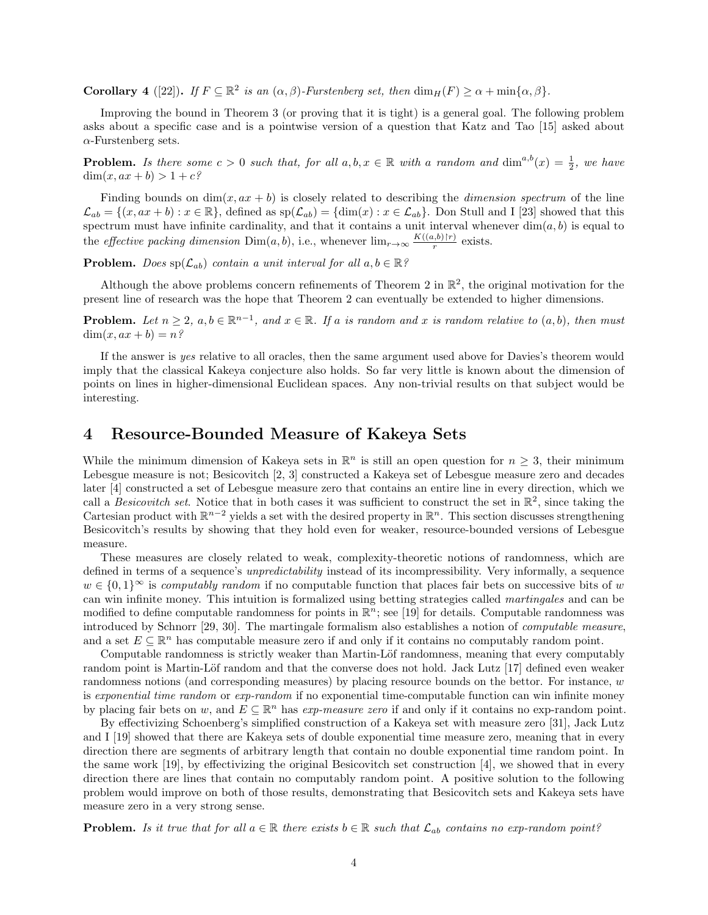**Corollary 4** ([22])**.** *If $F \subseteq \mathbb{R}^2$ is an $(\alpha, \beta)$-Furstenberg set, then $\dim_H(F) \geq \alpha + \min\{\alpha, \beta\}$.*

Improving the bound in Theorem 3 (or proving that it is tight) is a general goal. The following problem asks about a specific case and is a pointwise version of a question that Katz and Tao [15] asked about $\alpha$-Furstenberg sets.

**Problem.** *Is there some $c > 0$ such that, for all $a, b, x \in \mathbb{R}$ with a random and $\dim^{a,b}(x) = \frac{1}{2}$, we have $\dim(x, ax + b) > 1 + c$?*

Finding bounds on $\dim(x, ax + b)$ is closely related to describing the *dimension spectrum* of the line $\mathcal{L}_{ab} = \{(x, ax + b) : x \in \mathbb{R}\}$, defined as $\mathrm{sp}(\mathcal{L}_{ab}) = \{\dim(x) : x \in \mathcal{L}_{ab}\}$. Don Stull and I [23] showed that this spectrum must have infinite cardinality, and that it contains a unit interval whenever $\dim(a, b)$ is equal to the *effective packing dimension* $\mathrm{Dim}(a, b)$, i.e., whenever $\lim_{r\to\infty} \frac{K((a,b)\upharpoonright r)}{r}$ exists.

**Problem.** *Does $\mathrm{sp}(\mathcal{L}_{ab})$ contain a unit interval for all $a, b \in \mathbb{R}$?*

Although the above problems concern refinements of Theorem 2 in $\mathbb{R}^2$, the original motivation for the present line of research was the hope that Theorem 2 can eventually be extended to higher dimensions.

**Problem.** *Let $n \geq 2$, $a, b \in \mathbb{R}^{n-1}$, and $x \in \mathbb{R}$. If $a$ is random and $x$ is random relative to $(a, b)$, then must $\dim(x, ax + b) = n$?*

If the answer is *yes* relative to all oracles, then the same argument used above for Davies's theorem would imply that the classical Kakeya conjecture also holds. So far very little is known about the dimension of points on lines in higher-dimensional Euclidean spaces. Any non-trivial results on that subject would be interesting.

## 4 Resource-Bounded Measure of Kakeya Sets

While the minimum dimension of Kakeya sets in $\mathbb{R}^n$ is still an open question for $n \geq 3$, their minimum Lebesgue measure is not; Besicovitch [2, 3] constructed a Kakeya set of Lebesgue measure zero and decades later [4] constructed a set of Lebesgue measure zero that contains an entire line in every direction, which we call a *Besicovitch set*. Notice that in both cases it was sufficient to construct the set in $\mathbb{R}^2$, since taking the Cartesian product with $\mathbb{R}^{n-2}$ yields a set with the desired property in $\mathbb{R}^n$. This section discusses strengthening Besicovitch's results by showing that they hold even for weaker, resource-bounded versions of Lebesgue measure.

These measures are closely related to weak, complexity-theoretic notions of randomness, which are defined in terms of a sequence's *unpredictability* instead of its incompressibility. Very informally, a sequence $w \in \{0, 1\}^\infty$ is *computably random* if no computable function that places fair bets on successive bits of $w$ can win infinite money. This intuition is formalized using betting strategies called *martingales* and can be modified to define computable randomness for points in $\mathbb{R}^n$; see [19] for details. Computable randomness was introduced by Schnorr [29, 30]. The martingale formalism also establishes a notion of *computable measure*, and a set $E \subseteq \mathbb{R}^n$ has computable measure zero if and only if it contains no computably random point.

Computable randomness is strictly weaker than Martin-Löf randomness, meaning that every computably random point is Martin-Löf random and that the converse does not hold. Jack Lutz [17] defined even weaker randomness notions (and corresponding measures) by placing resource bounds on the bettor. For instance, $w$ is *exponential time random* or *exp-random* if no exponential time-computable function can win infinite money by placing fair bets on $w$, and $E \subseteq \mathbb{R}^n$ has *exp-measure zero* if and only if it contains no exp-random point.

By effectivizing Schoenberg's simplified construction of a Kakeya set with measure zero [31], Jack Lutz and I [19] showed that there are Kakeya sets of double exponential time measure zero, meaning that in every direction there are segments of arbitrary length that contain no double exponential time random point. In the same work [19], by effectivizing the original Besicovitch set construction [4], we showed that in every direction there are lines that contain no computably random point. A positive solution to the following problem would improve on both of those results, demonstrating that Besicovitch sets and Kakeya sets have measure zero in a very strong sense.

**Problem.** *Is it true that for all $a \in \mathbb{R}$ there exists $b \in \mathbb{R}$ such that $\mathcal{L}_{ab}$ contains no exp-random point?*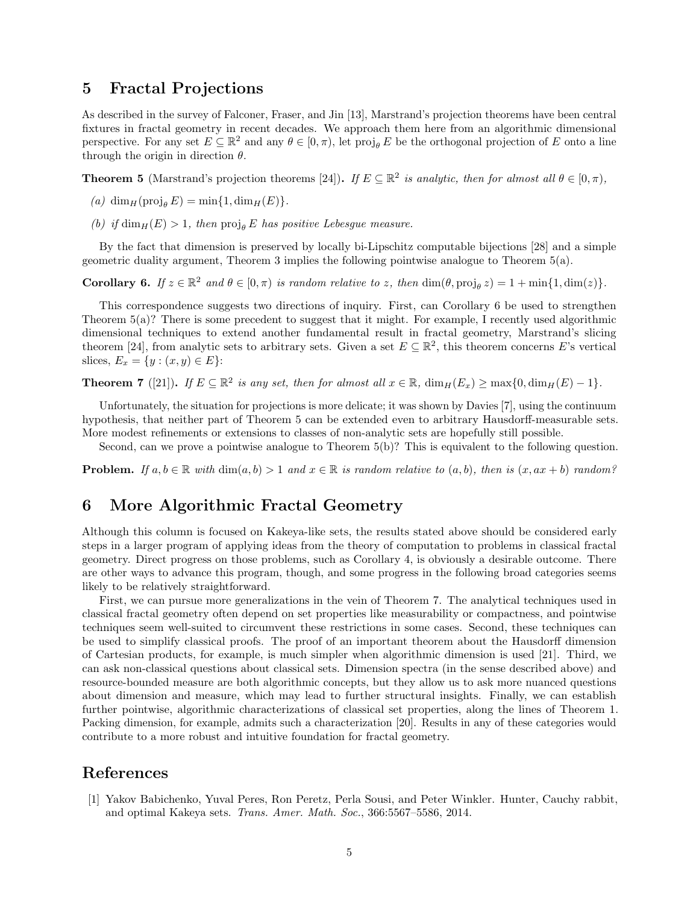## 5 Fractal Projections

As described in the survey of Falconer, Fraser, and Jin [13], Marstrand's projection theorems have been central fixtures in fractal geometry in recent decades. We approach them here from an algorithmic dimensional perspective. For any set $E \subseteq \mathbb{R}^2$ and any $\theta \in [0, \pi)$, let $\text{proj}_\theta E$ be the orthogonal projection of $E$ onto a line through the origin in direction $\theta$.

**Theorem 5** (Marstrand's projection theorems [24])**.** *If $E \subseteq \mathbb{R}^2$ is analytic, then for almost all $\theta \in [0, \pi)$,*

*(a)* $\dim_H(\text{proj}_\theta E) = \min\{1, \dim_H(E)\}$.

*(b) if $\dim_H(E) > 1$, then $\text{proj}_\theta E$ has positive Lebesgue measure.*

By the fact that dimension is preserved by locally bi-Lipschitz computable bijections [28] and a simple geometric duality argument, Theorem 3 implies the following pointwise analogue to Theorem 5(a).

**Corollary 6.** *If $z \in \mathbb{R}^2$ and $\theta \in [0, \pi)$ is random relative to $z$, then $\dim(\theta, \text{proj}_\theta z) = 1 + \min\{1, \dim(z)\}$.*

This correspondence suggests two directions of inquiry. First, can Corollary 6 be used to strengthen Theorem 5(a)? There is some precedent to suggest that it might. For example, I recently used algorithmic dimensional techniques to extend another fundamental result in fractal geometry, Marstrand's slicing theorem [24], from analytic sets to arbitrary sets. Given a set $E \subseteq \mathbb{R}^2$, this theorem concerns $E$'s vertical slices, $E_x = \{y : (x, y) \in E\}$:

**Theorem 7** ([21])**.** *If $E \subseteq \mathbb{R}^2$ is any set, then for almost all $x \in \mathbb{R}$, $\dim_H(E_x) \geq \max\{0, \dim_H(E) - 1\}$.*

Unfortunately, the situation for projections is more delicate; it was shown by Davies [7], using the continuum hypothesis, that neither part of Theorem 5 can be extended even to arbitrary Hausdorff-measurable sets. More modest refinements or extensions to classes of non-analytic sets are hopefully still possible.

Second, can we prove a pointwise analogue to Theorem 5(b)? This is equivalent to the following question.

**Problem.** *If $a, b \in \mathbb{R}$ with $\dim(a, b) > 1$ and $x \in \mathbb{R}$ is random relative to $(a, b)$, then is $(x, ax + b)$ random?*

## 6 More Algorithmic Fractal Geometry

Although this column is focused on Kakeya-like sets, the results stated above should be considered early steps in a larger program of applying ideas from the theory of computation to problems in classical fractal geometry. Direct progress on those problems, such as Corollary 4, is obviously a desirable outcome. There are other ways to advance this program, though, and some progress in the following broad categories seems likely to be relatively straightforward.

First, we can pursue more generalizations in the vein of Theorem 7. The analytical techniques used in classical fractal geometry often depend on set properties like measurability or compactness, and pointwise techniques seem well-suited to circumvent these restrictions in some cases. Second, these techniques can be used to simplify classical proofs. The proof of an important theorem about the Hausdorff dimension of Cartesian products, for example, is much simpler when algorithmic dimension is used [21]. Third, we can ask non-classical questions about classical sets. Dimension spectra (in the sense described above) and resource-bounded measure are both algorithmic concepts, but they allow us to ask more nuanced questions about dimension and measure, which may lead to further structural insights. Finally, we can establish further pointwise, algorithmic characterizations of classical set properties, along the lines of Theorem 1. Packing dimension, for example, admits such a characterization [20]. Results in any of these categories would contribute to a more robust and intuitive foundation for fractal geometry.

## References

[1] Yakov Babichenko, Yuval Peres, Ron Peretz, Perla Sousi, and Peter Winkler. Hunter, Cauchy rabbit, and optimal Kakeya sets. *Trans. Amer. Math. Soc.*, 366:5567–5586, 2014.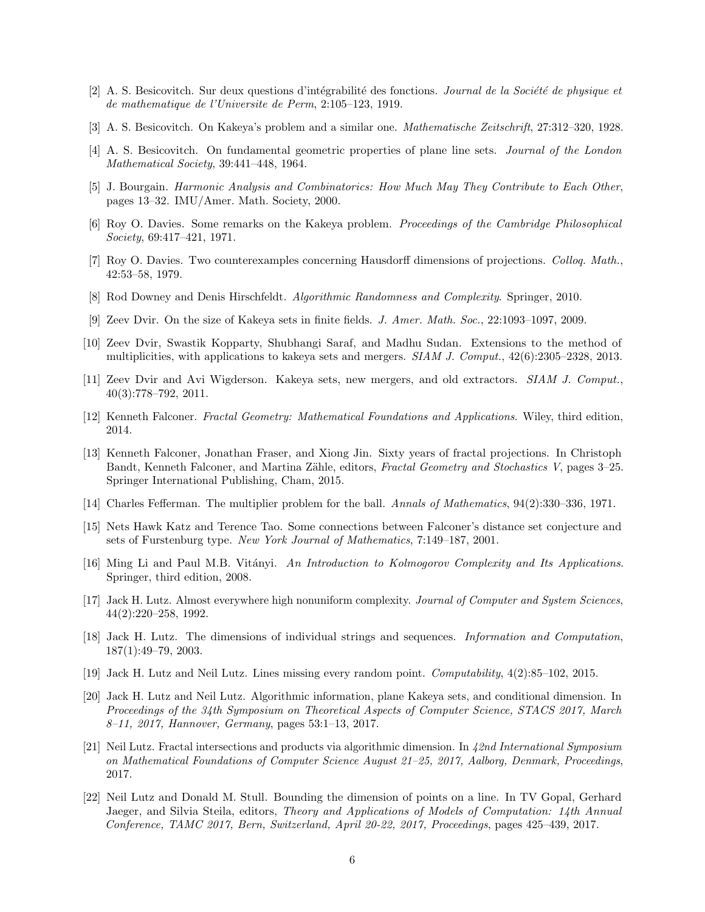[2] A. S. Besicovitch. Sur deux questions d'intégrabilité des fonctions. *Journal de la Société de physique et de mathematique de l'Universite de Perm*, 2:105–123, 1919.

[3] A. S. Besicovitch. On Kakeya's problem and a similar one. *Mathematische Zeitschrift*, 27:312–320, 1928.

[4] A. S. Besicovitch. On fundamental geometric properties of plane line sets. *Journal of the London Mathematical Society*, 39:441–448, 1964.

[5] J. Bourgain. *Harmonic Analysis and Combinatorics: How Much May They Contribute to Each Other*, pages 13–32. IMU/Amer. Math. Society, 2000.

[6] Roy O. Davies. Some remarks on the Kakeya problem. *Proceedings of the Cambridge Philosophical Society*, 69:417–421, 1971.

[7] Roy O. Davies. Two counterexamples concerning Hausdorff dimensions of projections. *Colloq. Math.*, 42:53–58, 1979.

[8] Rod Downey and Denis Hirschfeldt. *Algorithmic Randomness and Complexity*. Springer, 2010.

[9] Zeev Dvir. On the size of Kakeya sets in finite fields. *J. Amer. Math. Soc.*, 22:1093–1097, 2009.

[10] Zeev Dvir, Swastik Kopparty, Shubhangi Saraf, and Madhu Sudan. Extensions to the method of multiplicities, with applications to kakeya sets and mergers. *SIAM J. Comput.*, 42(6):2305–2328, 2013.

[11] Zeev Dvir and Avi Wigderson. Kakeya sets, new mergers, and old extractors. *SIAM J. Comput.*, 40(3):778–792, 2011.

[12] Kenneth Falconer. *Fractal Geometry: Mathematical Foundations and Applications*. Wiley, third edition, 2014.

[13] Kenneth Falconer, Jonathan Fraser, and Xiong Jin. Sixty years of fractal projections. In Christoph Bandt, Kenneth Falconer, and Martina Zähle, editors, *Fractal Geometry and Stochastics V*, pages 3–25. Springer International Publishing, Cham, 2015.

[14] Charles Fefferman. The multiplier problem for the ball. *Annals of Mathematics*, 94(2):330–336, 1971.

[15] Nets Hawk Katz and Terence Tao. Some connections between Falconer's distance set conjecture and sets of Furstenburg type. *New York Journal of Mathematics*, 7:149–187, 2001.

[16] Ming Li and Paul M.B. Vitányi. *An Introduction to Kolmogorov Complexity and Its Applications*. Springer, third edition, 2008.

[17] Jack H. Lutz. Almost everywhere high nonuniform complexity. *Journal of Computer and System Sciences*, 44(2):220–258, 1992.

[18] Jack H. Lutz. The dimensions of individual strings and sequences. *Information and Computation*, 187(1):49–79, 2003.

[19] Jack H. Lutz and Neil Lutz. Lines missing every random point. *Computability*, 4(2):85–102, 2015.

[20] Jack H. Lutz and Neil Lutz. Algorithmic information, plane Kakeya sets, and conditional dimension. In *Proceedings of the 34th Symposium on Theoretical Aspects of Computer Science, STACS 2017, March 8–11, 2017, Hannover, Germany*, pages 53:1–13, 2017.

[21] Neil Lutz. Fractal intersections and products via algorithmic dimension. In *42nd International Symposium on Mathematical Foundations of Computer Science August 21–25, 2017, Aalborg, Denmark, Proceedings*, 2017.

[22] Neil Lutz and Donald M. Stull. Bounding the dimension of points on a line. In TV Gopal, Gerhard Jaeger, and Silvia Steila, editors, *Theory and Applications of Models of Computation: 14th Annual Conference, TAMC 2017, Bern, Switzerland, April 20-22, 2017, Proceedings*, pages 425–439, 2017.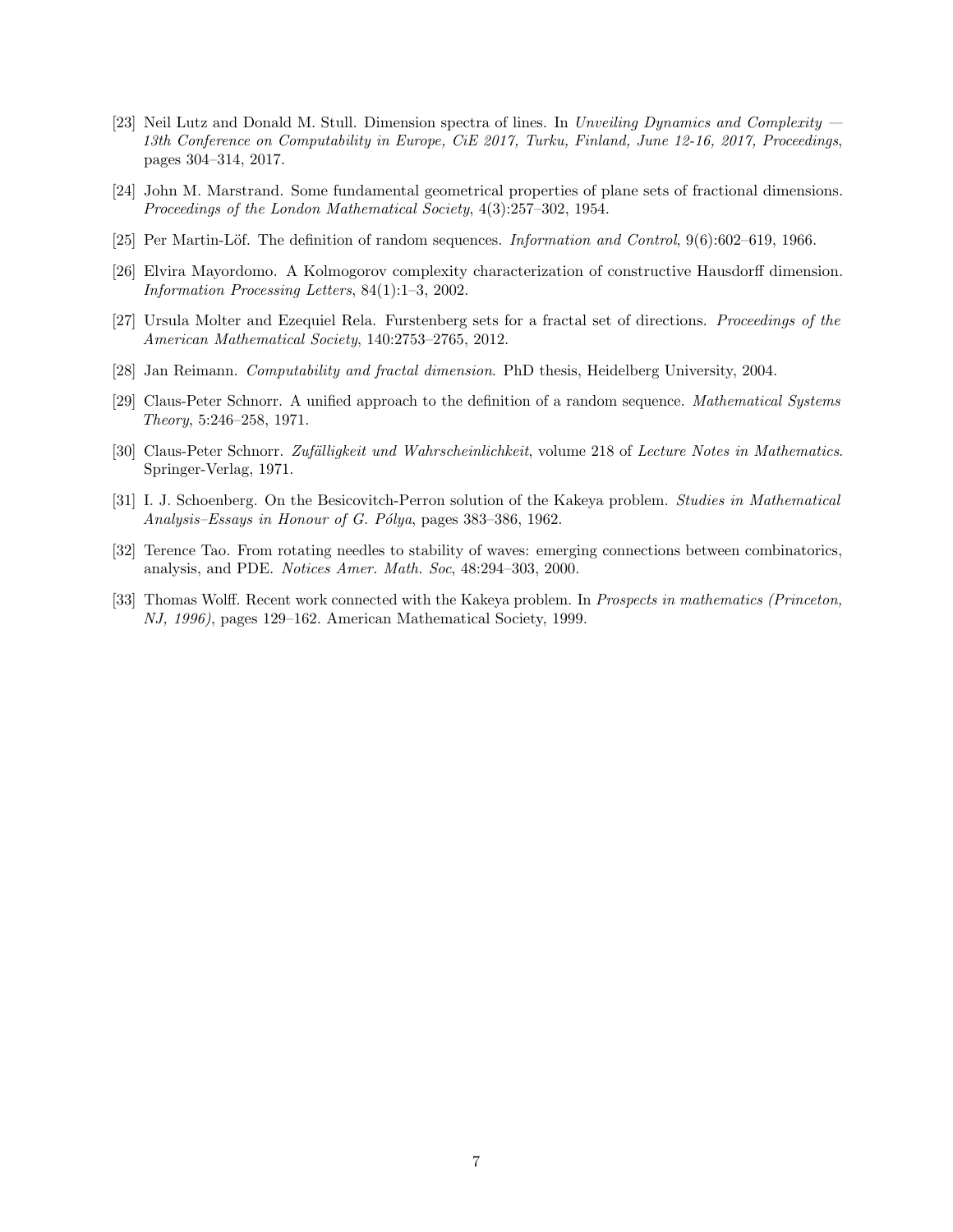[23] Neil Lutz and Donald M. Stull. Dimension spectra of lines. In *Unveiling Dynamics and Complexity — 13th Conference on Computability in Europe, CiE 2017, Turku, Finland, June 12-16, 2017, Proceedings*, pages 304–314, 2017.

[24] John M. Marstrand. Some fundamental geometrical properties of plane sets of fractional dimensions. *Proceedings of the London Mathematical Society*, 4(3):257–302, 1954.

[25] Per Martin-Löf. The definition of random sequences. *Information and Control*, 9(6):602–619, 1966.

[26] Elvira Mayordomo. A Kolmogorov complexity characterization of constructive Hausdorff dimension. *Information Processing Letters*, 84(1):1–3, 2002.

[27] Ursula Molter and Ezequiel Rela. Furstenberg sets for a fractal set of directions. *Proceedings of the American Mathematical Society*, 140:2753–2765, 2012.

[28] Jan Reimann. *Computability and fractal dimension*. PhD thesis, Heidelberg University, 2004.

[29] Claus-Peter Schnorr. A unified approach to the definition of a random sequence. *Mathematical Systems Theory*, 5:246–258, 1971.

[30] Claus-Peter Schnorr. *Zufälligkeit und Wahrscheinlichkeit*, volume 218 of *Lecture Notes in Mathematics*. Springer-Verlag, 1971.

[31] I. J. Schoenberg. On the Besicovitch-Perron solution of the Kakeya problem. *Studies in Mathematical Analysis–Essays in Honour of G. Pólya*, pages 383–386, 1962.

[32] Terence Tao. From rotating needles to stability of waves: emerging connections between combinatorics, analysis, and PDE. *Notices Amer. Math. Soc*, 48:294–303, 2000.

[33] Thomas Wolff. Recent work connected with the Kakeya problem. In *Prospects in mathematics (Princeton, NJ, 1996)*, pages 129–162. American Mathematical Society, 1999.